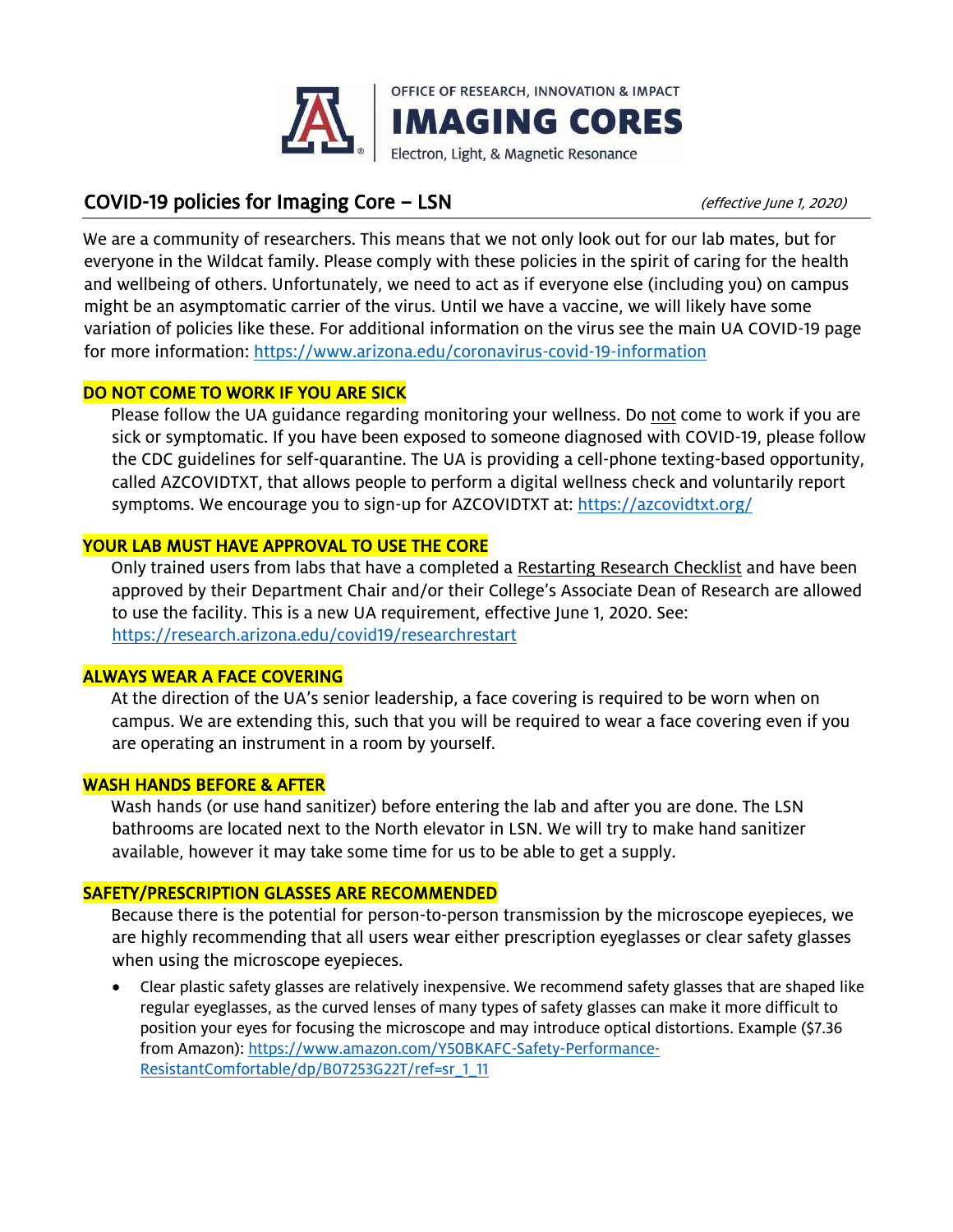OFFICE OF RESEARCH, INNOVATION & IMPACT
**IMAGING CORES**
Electron, Light, & Magnetic Resonance

## COVID-19 policies for Imaging Core – LSN

*(effective June 1, 2020)*

We are a community of researchers. This means that we not only look out for our lab mates, but for everyone in the Wildcat family. Please comply with these policies in the spirit of caring for the health and wellbeing of others. Unfortunately, we need to act as if everyone else (including you) on campus might be an asymptomatic carrier of the virus. Until we have a vaccine, we will likely have some variation of policies like these. For additional information on the virus see the main UA COVID-19 page for more information: https://www.arizona.edu/coronavirus-covid-19-information

### DO NOT COME TO WORK IF YOU ARE SICK

Please follow the UA guidance regarding monitoring your wellness. Do not come to work if you are sick or symptomatic. If you have been exposed to someone diagnosed with COVID-19, please follow the CDC guidelines for self-quarantine. The UA is providing a cell-phone texting-based opportunity, called AZCOVIDTXT, that allows people to perform a digital wellness check and voluntarily report symptoms. We encourage you to sign-up for AZCOVIDTXT at: https://azcovidtxt.org/

### YOUR LAB MUST HAVE APPROVAL TO USE THE CORE

Only trained users from labs that have a completed a Restarting Research Checklist and have been approved by their Department Chair and/or their College's Associate Dean of Research are allowed to use the facility. This is a new UA requirement, effective June 1, 2020. See: https://research.arizona.edu/covid19/researchrestart

### ALWAYS WEAR A FACE COVERING

At the direction of the UA's senior leadership, a face covering is required to be worn when on campus. We are extending this, such that you will be required to wear a face covering even if you are operating an instrument in a room by yourself.

### WASH HANDS BEFORE & AFTER

Wash hands (or use hand sanitizer) before entering the lab and after you are done. The LSN bathrooms are located next to the North elevator in LSN. We will try to make hand sanitizer available, however it may take some time for us to be able to get a supply.

### SAFETY/PRESCRIPTION GLASSES ARE RECOMMENDED

Because there is the potential for person-to-person transmission by the microscope eyepieces, we are highly recommending that all users wear either prescription eyeglasses or clear safety glasses when using the microscope eyepieces.

- Clear plastic safety glasses are relatively inexpensive. We recommend safety glasses that are shaped like regular eyeglasses, as the curved lenses of many types of safety glasses can make it more difficult to position your eyes for focusing the microscope and may introduce optical distortions. Example ($7.36 from Amazon): https://www.amazon.com/Y50BKAFC-Safety-Performance-ResistantComfortable/dp/B07253G22T/ref=sr_1_11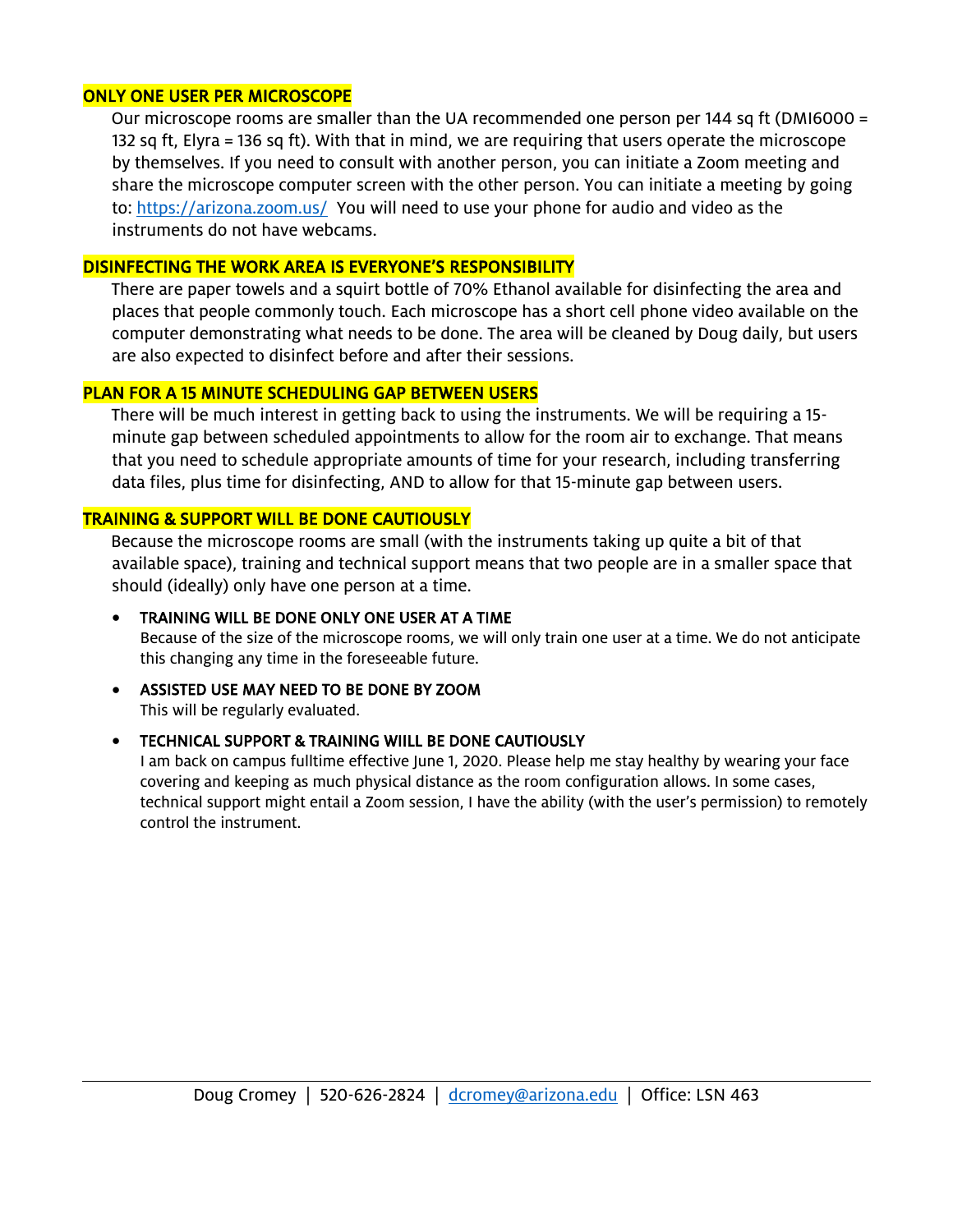## ONLY ONE USER PER MICROSCOPE

Our microscope rooms are smaller than the UA recommended one person per 144 sq ft (DMI6000 = 132 sq ft, Elyra = 136 sq ft). With that in mind, we are requiring that users operate the microscope by themselves. If you need to consult with another person, you can initiate a Zoom meeting and share the microscope computer screen with the other person. You can initiate a meeting by going to: https://arizona.zoom.us/ You will need to use your phone for audio and video as the instruments do not have webcams.

## DISINFECTING THE WORK AREA IS EVERYONE'S RESPONSIBILITY

There are paper towels and a squirt bottle of 70% Ethanol available for disinfecting the area and places that people commonly touch. Each microscope has a short cell phone video available on the computer demonstrating what needs to be done. The area will be cleaned by Doug daily, but users are also expected to disinfect before and after their sessions.

## PLAN FOR A 15 MINUTE SCHEDULING GAP BETWEEN USERS

There will be much interest in getting back to using the instruments. We will be requiring a 15-minute gap between scheduled appointments to allow for the room air to exchange. That means that you need to schedule appropriate amounts of time for your research, including transferring data files, plus time for disinfecting, AND to allow for that 15-minute gap between users.

## TRAINING & SUPPORT WILL BE DONE CAUTIOUSLY

Because the microscope rooms are small (with the instruments taking up quite a bit of that available space), training and technical support means that two people are in a smaller space that should (ideally) only have one person at a time.

- **TRAINING WILL BE DONE ONLY ONE USER AT A TIME**
  Because of the size of the microscope rooms, we will only train one user at a time. We do not anticipate this changing any time in the foreseeable future.

- **ASSISTED USE MAY NEED TO BE DONE BY ZOOM**
  This will be regularly evaluated.

- **TECHNICAL SUPPORT & TRAINING WIILL BE DONE CAUTIOUSLY**
  I am back on campus fulltime effective June 1, 2020. Please help me stay healthy by wearing your face covering and keeping as much physical distance as the room configuration allows. In some cases, technical support might entail a Zoom session, I have the ability (with the user's permission) to remotely control the instrument.

Doug Cromey | 520-626-2824 | dcromey@arizona.edu | Office: LSN 463